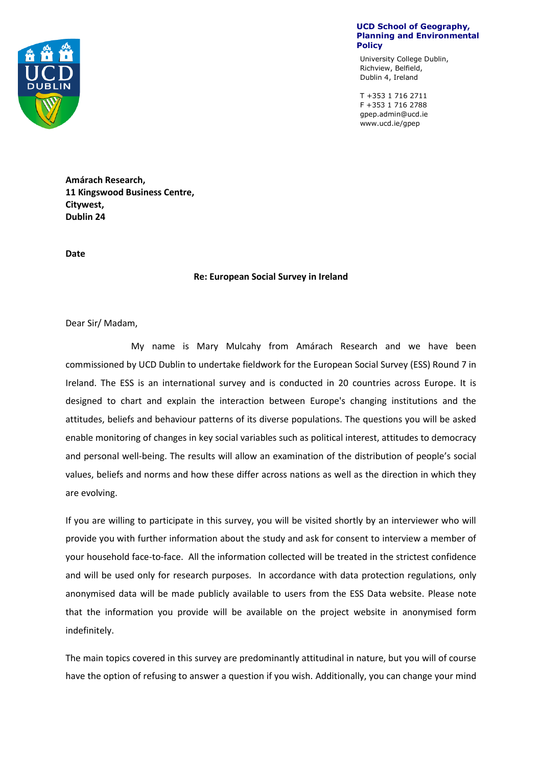**UCD School of Geography, Planning and Environmental Policy**

University College Dublin,
Richview, Belfield,
Dublin 4, Ireland

T +353 1 716 2711
F +353 1 716 2788
gpep.admin@ucd.ie
www.ucd.ie/gpep

**Amárach Research,**
**11 Kingswood Business Centre,**
**Citywest,**
**Dublin 24**

**Date**

**Re: European Social Survey in Ireland**

Dear Sir/ Madam,

My name is Mary Mulcahy from Amárach Research and we have been commissioned by UCD Dublin to undertake fieldwork for the European Social Survey (ESS) Round 7 in Ireland. The ESS is an international survey and is conducted in 20 countries across Europe. It is designed to chart and explain the interaction between Europe's changing institutions and the attitudes, beliefs and behaviour patterns of its diverse populations. The questions you will be asked enable monitoring of changes in key social variables such as political interest, attitudes to democracy and personal well-being. The results will allow an examination of the distribution of people's social values, beliefs and norms and how these differ across nations as well as the direction in which they are evolving.

If you are willing to participate in this survey, you will be visited shortly by an interviewer who will provide you with further information about the study and ask for consent to interview a member of your household face-to-face. All the information collected will be treated in the strictest confidence and will be used only for research purposes. In accordance with data protection regulations, only anonymised data will be made publicly available to users from the ESS Data website. Please note that the information you provide will be available on the project website in anonymised form indefinitely.

The main topics covered in this survey are predominantly attitudinal in nature, but you will of course have the option of refusing to answer a question if you wish. Additionally, you can change your mind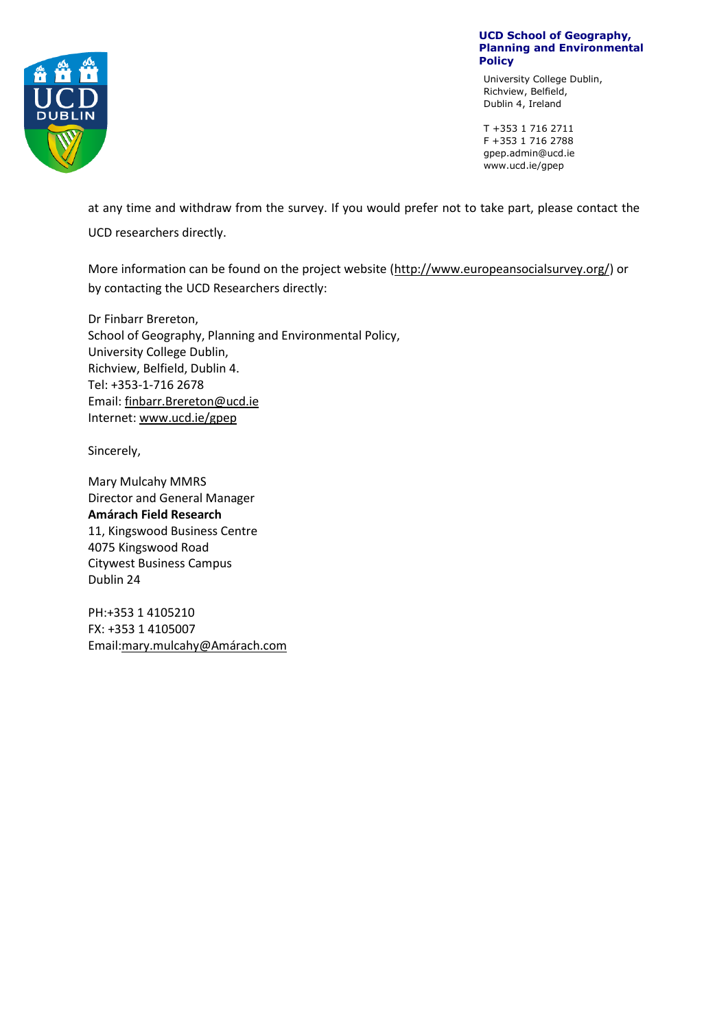UCD School of Geography, Planning and Environmental Policy

University College Dublin,
Richview, Belfield,
Dublin 4, Ireland

T +353 1 716 2711
F +353 1 716 2788
gpep.admin@ucd.ie
www.ucd.ie/gpep

at any time and withdraw from the survey. If you would prefer not to take part, please contact the UCD researchers directly.

More information can be found on the project website (http://www.europeansocialsurvey.org/) or by contacting the UCD Researchers directly:

Dr Finbarr Brereton,
School of Geography, Planning and Environmental Policy,
University College Dublin,
Richview, Belfield, Dublin 4.
Tel: +353-1-716 2678
Email: finbarr.Brereton@ucd.ie
Internet: www.ucd.ie/gpep

Sincerely,

Mary Mulcahy MMRS
Director and General Manager
**Amárach Field Research**
11, Kingswood Business Centre
4075 Kingswood Road
Citywest Business Campus
Dublin 24

PH:+353 1 4105210
FX: +353 1 4105007
Email:mary.mulcahy@Amárach.com